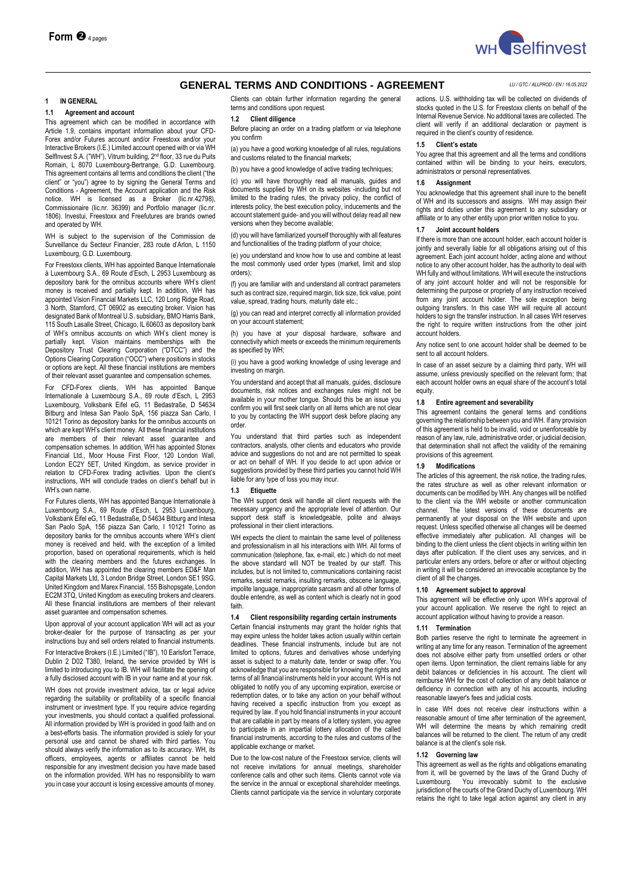# GENERAL TERMS AND CONDITIONS - AGREEMENT

LU / GTC / ALLPROD / EN / 16.05.2022

## 1 IN GENERAL

### 1.1 Agreement and account

This agreement which can be modified in accordance with Article 1.9, contains important information about your CFD-Forex and/or Futures account and/or Freestoxx account and/or your Interactive Brokers (I.E.) Limited account opened with or via WH Selfinvest S.A. ("WH"), Vitrum building, 2nd floor, 33 rue du Puits Romain, L 8070 Luxembourg-Bertrange, G.D. Luxembourg. This agreement contains all terms and conditions the client ("the client" or "you") agree to by signing the General Terms and Conditions - Agreement, the Account application and the Risk notice. WH is licensed as a Broker (lic.nr.42798), Commissionaire (lic.nr. 36399) and Portfolio manager (lic.nr. 1806). Investui, Freestoxx and Freefutures are brands owned and operated by WH.

WH is subject to the supervision of the Commission de Surveillance du Secteur Financier, 283 route d'Arlon, L 1150 Luxembourg, G.D. Luxembourg.

For Freestoxx clients, WH has appointed Banque Internationale à Luxembourg S.A., 69 Route d'Esch, L 2953 Luxembourg as depository bank for the omnibus accounts where WH's client money is received and partially kept. In addition, WH has appointed Vision Financial Markets LLC, 120 Long Ridge Road, 3 North, Stamford, CT 06902 as executing broker. Vision has designated Bank of Montreal U.S. subsidiary, BMO Harris Bank, 115 South Lasalle Street, Chicago, IL 60603 as depository bank of WH's omnibus accounts on which WH's client money is partially kept. Vision maintains memberships with the Depository Trust Clearing Corporation ("DTCC") and the Options Clearing Corporation ("OCC") where positions in stocks or options are kept. All these financial institutions are members of their relevant asset guarantee and compensation schemes.

For CFD-Forex clients, WH has appointed Banque Internationale à Luxembourg S.A., 69 route d'Esch, L 2953 Luxembourg, Volksbank Eifel eG, 11 Bedastraße, D 54634 Bitburg and Intesa San Paolo SpA, 156 piazza San Carlo, I 10121 Torino as depository banks for the omnibus accounts on which are kept WH's client money. All these financial institutions are members of their relevant asset guarantee and compensation schemes. In addition, WH has appointed Stonex Financial Ltd., Moor House First Floor, 120 London Wall, London EC2Y 5ET, United Kingdom, as service provider in relation to CFD-Forex trading activities. Upon the client's instructions, WH will conclude trades on client's behalf but in WH's own name.

For Futures clients, WH has appointed Banque Internationale à Luxembourg S.A., 69 Route d'Esch, L 2953 Luxembourg, Volksbank Eifel eG, 11 Bedastraße, D 54634 Bitburg and Intesa San Paolo SpA, 156 piazza San Carlo, I 10121 Torino as depository banks for the omnibus accounts where WH's client money is received and held, with the exception of a limited proportion, based on operational requirements, which is held with the clearing members and the futures exchanges. In addition, WH has appointed the clearing members ED&F Man Capital Markets Ltd, 3 London Bridge Street, London SE1 9SG, United Kingdom and Marex Financial, 155 Bishopsgate, London EC2M 3TQ, United Kingdom as executing brokers and clearers. All these financial institutions are members of their relevant asset guarantee and compensation schemes.

Upon approval of your account application WH will act as your broker-dealer for the purpose of transacting as per your instructions buy and sell orders related to financial instruments.

For Interactive Brokers (I.E.) Limited ("IB"), 10 Earlsfort Terrace, Dublin 2 D02 T380, Ireland, the service provided by WH is limited to introducing you to IB. WH will facilitate the opening of a fully disclosed account with IB in your name and at your risk.

WH does not provide investment advice, tax or legal advice regarding the suitability or profitability of a specific financial instrument or investment type. If you require advice regarding your investments, you should contact a qualified professional. All information provided by WH is provided in good faith and on a best-efforts basis. The information provided is solely for your personal use and cannot be shared with third parties. You should always verify the information as to its accuracy. WH, its officers, employees, agents or affiliates cannot be held responsible for any investment decision you have made based on the information provided. WH has no responsibility to warn you in case your account is losing excessive amounts of money.

Clients can obtain further information regarding the general terms and conditions upon request.

### 1.2 Client diligence

Before placing an order on a trading platform or via telephone you confirm

(a) you have a good working knowledge of all rules, regulations and customs related to the financial markets;

(b) you have a good knowledge of active trading techniques;

(c) you will have thoroughly read all manuals, guides and documents supplied by WH on its websites -including but not limited to the trading rules, the privacy policy, the conflict of interests policy, the best execution policy, inducements and the account statement guide- and you will without delay read all new versions when they become available;

(d) you will have familiarized yourself thoroughly with all features and functionalities of the trading platform of your choice;

(e) you understand and know how to use and combine at least the most commonly used order types (market, limit and stop orders);

(f) you are familiar with and understand all contract parameters such as contract size, required margin, tick size, tick value, point value, spread, trading hours, maturity date etc.;

(g) you can read and interpret correctly all information provided on your account statement;

(h) you have at your disposal hardware, software and connectivity which meets or exceeds the minimum requirements as specified by WH;

(i) you have a good working knowledge of using leverage and investing on margin.

You understand and accept that all manuals, guides, disclosure documents, risk notices and exchanges rules might not be available in your mother tongue. Should this be an issue you confirm you will first seek clarity on all items which are not clear to you by contacting the WH support desk before placing any order.

You understand that third parties such as independent contractors, analysts, other clients and educators who provide advice and suggestions do not and are not permitted to speak or act on behalf of WH. If you decide to act upon advice or suggestions provided by these third parties you cannot hold WH liable for any type of loss you may incur.

### 1.3 Etiquette

The WH support desk will handle all client requests with the necessary urgency and the appropriate level of attention. Our support desk staff is knowledgeable, polite and always professional in their client interactions.

WH expects the client to maintain the same level of politeness and professionalism in all his interactions with WH. All forms of communication (telephone, fax, e-mail, etc.) which do not meet the above standard will NOT be treated by our staff. This includes, but is not limited to, communications containing racist remarks, sexist remarks, insulting remarks, obscene language, impolite language, inappropriate sarcasm and all other forms of double entendre, as well as content which is clearly not in good faith.

### 1.4 Client responsibility regarding certain instruments

Certain financial instruments may grant the holder rights that may expire unless the holder takes action usually within certain deadlines. These financial instruments, include but are not limited to options, futures and derivatives whose underlying asset is subject to a maturity date, tender or swap offer. You acknowledge that you are responsible for knowing the rights and terms of all financial instruments held in your account. WH is not obligated to notify you of any upcoming expiration, exercise or redemption dates, or to take any action on your behalf without having received a specific instruction from you except as required by law. If you hold financial instruments in your account that are callable in part by means of a lottery system, you agree to participate in an impartial lottery allocation of the called financial instruments, according to the rules and customs of the applicable exchange or market.

Due to the low-cost nature of the Freestoxx service, clients will not receive invitations for annual meetings, shareholder conference calls and other such items. Clients cannot vote via the service in the annual or exceptional shareholder meetings. Clients cannot participate via the service in voluntary corporate actions. U.S. withholding tax will be collected on dividends of stocks quoted in the U.S. for Freestoxx clients on behalf of the Internal Revenue Service. No additional taxes are collected. The client will verify if an additional declaration or payment is required in the client's country of residence.

### 1.5 Client's estate

You agree that this agreement and all the terms and conditions contained within will be binding to your heirs, executors, administrators or personal representatives.

### 1.6 Assignment

You acknowledge that this agreement shall inure to the benefit of WH and its successors and assigns. WH may assign their rights and duties under this agreement to any subsidiary or affiliate or to any other entity upon prior written notice to you.

### 1.7 Joint account holders

If there is more than one account holder, each account holder is jointly and severally liable for all obligations arising out of this agreement. Each joint account holder, acting alone and without notice to any other account holder, has the authority to deal with WH fully and without limitations. WH will execute the instructions of any joint account holder and will not be responsible for determining the purpose or propriety of any instruction received from any joint account holder. The sole exception being outgoing transfers. In this case WH will require all account holders to sign the transfer instruction. In all cases WH reserves the right to require written instructions from the other joint account holders.

Any notice sent to one account holder shall be deemed to be sent to all account holders.

In case of an asset seizure by a claiming third party, WH will assume, unless previously specified on the relevant form; that each account holder owns an equal share of the account's total equity.

### 1.8 Entire agreement and severability

This agreement contains the general terms and conditions governing the relationship between you and WH. If any provision of this agreement is held to be invalid, void or unenforceable by reason of any law, rule, administrative order, or judicial decision, that determination shall not affect the validity of the remaining provisions of this agreement.

### 1.9 Modifications

The articles of this agreement, the risk notice, the trading rules, the rates structure as well as other relevant information or documents can be modified by WH. Any changes will be notified to the client via the WH website or another communication channel. The latest versions of these documents are permanently at your disposal on the WH website and upon request. Unless specified otherwise all changes will be deemed effective immediately after publication. All changes will be binding to the client unless the client objects in writing within ten days after publication. If the client uses any services, and in particular enters any orders, before or after or without objecting in writing it will be considered an irrevocable acceptance by the client of all the changes.

### 1.10 Agreement subject to approval

This agreement will be effective only upon WH's approval of your account application. We reserve the right to reject an account application without having to provide a reason.

### 1.11 Termination

Both parties reserve the right to terminate the agreement in writing at any time for any reason. Termination of the agreement does not absolve either party from unsettled orders or other open items. Upon termination, the client remains liable for any debit balances or deficiencies in his account. The client will reimburse WH for the cost of collection of any debit balance or deficiency in connection with any of his accounts, including reasonable lawyer's fees and judicial costs.

In case WH does not receive clear instructions within a reasonable amount of time after termination of the agreement, WH will determine the means by which remaining credit balances will be returned to the client. The return of any credit balance is at the client's sole risk.

### 1.12 Governing law

This agreement as well as the rights and obligations emanating from it, will be governed by the laws of the Grand Duchy of Luxembourg. You irrevocably submit to the exclusive jurisdiction of the courts of the Grand Duchy of Luxembourg. WH retains the right to take legal action against any client in any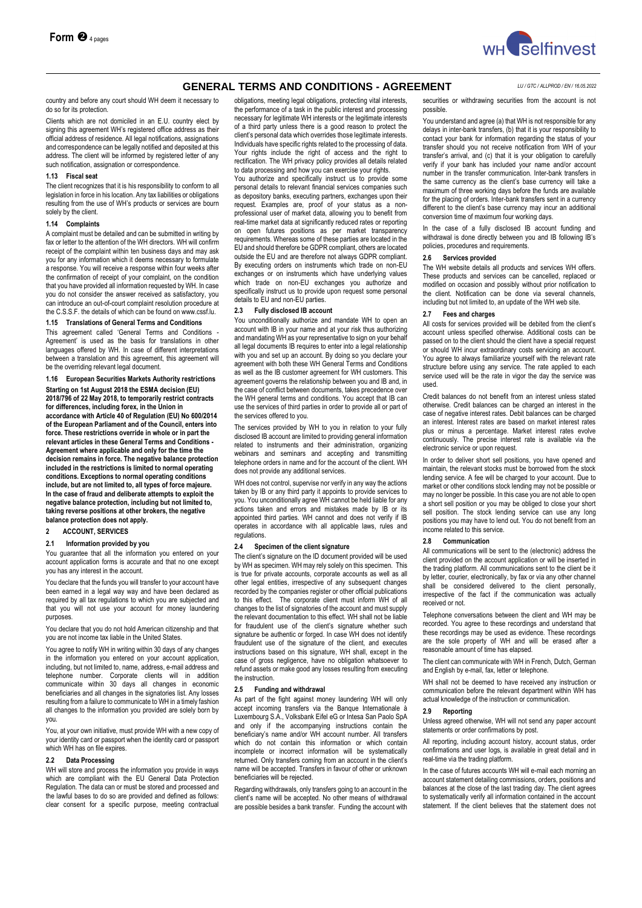country and before any court should WH deem it necessary to do so for its protection.

Clients which are not domiciled in an E.U. country elect by signing this agreement WH's registered office address as their official address of residence. All legal notifications, assignations and correspondence can be legally notified and deposited at this address. The client will be informed by registered letter of any such notification, assignation or correspondence.

#### 1.13 Fiscal seat

The client recognizes that it is his responsibility to conform to all legislation in force in his location. Any tax liabilities or obligations resulting from the use of WH's products or services are bourn solely by the client.

#### 1.14 Complaints

A complaint must be detailed and can be submitted in writing by fax or letter to the attention of the WH directors. WH will confirm receipt of the complaint within ten business days and may ask you for any information which it deems necessary to formulate a response. You will receive a response within four weeks after the confirmation of receipt of your complaint, on the condition that you have provided all information requested by WH. In case you do not consider the answer received as satisfactory, you can introduce an out-of-court complaint resolution procedure at the C.S.S.F. the details of which can be found on www.cssf.lu.

#### 1.15 Translations of General Terms and Conditions

This agreement called 'General Terms and Conditions - Agreement' is used as the basis for translations in other languages offered by WH. In case of different interpretations between a translation and this agreement, this agreement will be the overriding relevant legal document.

#### 1.16 European Securities Markets Authority restrictions

**Starting on 1st August 2018 the ESMA decision (EU) 2018/796 of 22 May 2018, to temporarily restrict contracts for differences, including forex, in the Union in accordance with Article 40 of Regulation (EU) No 600/2014 of the European Parliament and of the Council, enters into force. These restrictions override in whole or in part the relevant articles in these General Terms and Conditions - Agreement where applicable and only for the time the decision remains in force. The negative balance protection included in the restrictions is limited to normal operating conditions. Exceptions to normal operating conditions include, but are not limited to, all types of force majeure. In the case of fraud and deliberate attempts to exploit the negative balance protection, including but not limited to, taking reverse positions at other brokers, the negative balance protection does not apply.**

## 2 ACCOUNT, SERVICES

#### 2.1 Information provided by you

You guarantee that all the information you entered on your account application forms is accurate and that no one except you has any interest in the account.

You declare that the funds you will transfer to your account have been earned in a legal way way and have been declared as required by all tax regulations to which you are subjected and that you will not use your account for money laundering purposes.

You declare that you do not hold American citizenship and that you are not income tax liable in the United States.

You agree to notify WH in writing within 30 days of any changes in the information you entered on your account application, including, but not limited to, name, address, e-mail address and telephone number. Corporate clients will in addition communicate within 30 days all changes in economic beneficiaries and all changes in the signatories list. Any losses resulting from a failure to communicate to WH in a timely fashion all changes to the information you provided are solely born by you.

You, at your own initiative, must provide WH with a new copy of your identity card or passport when the identity card or passport which WH has on file expires.

#### 2.2 Data Processing

WH will store and process the information you provide in ways which are compliant with the EU General Data Protection Regulation. The data can or must be stored and processed and the lawful bases to do so are provided and defined as follows: clear consent for a specific purpose, meeting contractual obligations, meeting legal obligations, protecting vital interests, the performance of a task in the public interest and processing necessary for legitimate WH interests or the legitimate interests of a third party unless there is a good reason to protect the client's personal data which overrides those legitimate interests. Individuals have specific rights related to the processing of data. Your rights include the right of access and the right to rectification. The WH privacy policy provides all details related to data processing and how you can exercise your rights.

You authorize and specifically instruct us to provide some personal details to relevant financial services companies such as depository banks, executing partners, exchanges upon their request. Examples are, proof of your status as a non-professional user of market data, allowing you to benefit from real-time market data at significantly reduced rates or reporting on open futures positions as per market transparency requirements. Whereas some of these parties are located in the EU and should therefore be GDPR compliant, others are located outside the EU and are therefore not always GDPR compliant. By executing orders on instruments which trade on non-EU exchanges or on instruments which have underlying values which trade on non-EU exchanges you authorize and specifically instruct us to provide upon request some personal details to EU and non-EU parties.

#### 2.3 Fully disclosed IB account

You unconditionally authorize and mandate WH to open an account with IB in your name and at your risk thus authorizing and mandating WH as your representative to sign on your behalf all legal documents IB requires to enter into a legal relationship with you and set up an account. By doing so you declare your agreement with both these WH General Terms and Conditions as well as the IB customer agreement for WH customers. This agreement governs the relationship between you and IB and, in the case of conflict between documents, takes precedence over the WH general terms and conditions. You accept that IB can use the services of third parties in order to provide all or part of the services offered to you.

The services provided by WH to you in relation to your fully disclosed IB account are limited to providing general information related to instruments and their administration, organizing webinars and seminars and accepting and transmitting telephone orders in name and for the account of the client. WH does not provide any additional services.

WH does not control, supervise nor verify in any way the actions taken by IB or any third party it appoints to provide services to you. You unconditionally agree WH cannot be held liable for any actions taken and errors and mistakes made by IB or its appointed third parties. WH cannot and does not verify if IB operates in accordance with all applicable laws, rules and regulations.

#### 2.4 Specimen of the client signature

The client's signature on the ID document provided will be used by WH as specimen. WH may rely solely on this specimen. This is true for private accounts, corporate accounts as well as all other legal entities, irrespective of any subsequent changes recorded by the companies register or other official publications to this effect. The corporate client must inform WH of all changes to the list of signatories of the account and must supply the relevant documentation to this effect. WH shall not be liable for fraudulent use of the client's signature whether such signature be authentic or forged. In case WH does not identify fraudulent use of the signature of the client, and executes instructions based on this signature, WH shall, except in the case of gross negligence, have no obligation whatsoever to refund assets or make good any losses resulting from executing the instruction.

#### 2.5 Funding and withdrawal

As part of the fight against money laundering WH will only accept incoming transfers via the Banque Internationale à Luxembourg S.A., Volksbank Eifel eG or Intesa San Paolo SpA and only if the accompanying instructions contain the beneficiary's name and/or WH account number. All transfers which do not contain this information or which contain incomplete or incorrect information will be systematically returned. Only transfers coming from an account in the client's name will be accepted. Transfers in favour of other or unknown beneficiaries will be rejected.

Regarding withdrawals, only transfers going to an account in the client's name will be accepted. No other means of withdrawal are possible besides a bank transfer. Funding the account with securities or withdrawing securities from the account is not possible.

You understand and agree (a) that WH is not responsible for any delays in inter-bank transfers, (b) that it is your responsibility to contact your bank for information regarding the status of your transfer should you not receive notification from WH of your transfer's arrival, and (c) that it is your obligation to carefully verify if your bank has included your name and/or account number in the transfer communication. Inter-bank transfers in the same currency as the client's base currency will take a maximum of three working days before the funds are available for the placing of orders. Inter-bank transfers sent in a currency different to the client's base currency may incur an additional conversion time of maximum four working days.

In the case of a fully disclosed IB account funding and withdrawal is done directly between you and IB following IB's policies, procedures and requirements.

#### 2.6 Services provided

The WH website details all products and services WH offers. These products and services can be cancelled, replaced or modified on occasion and possibly without prior notification to the client. Notification can be done via several channels, including but not limited to, an update of the WH web site.

#### 2.7 Fees and charges

All costs for services provided will be debited from the client's account unless specified otherwise. Additional costs can be passed on to the client should the client have a special request or should WH incur extraordinary costs servicing an account. You agree to always familiarize yourself with the relevant rate structure before using any service. The rate applied to each service used will be the rate in vigor the day the service was used.

Credit balances do not benefit from an interest unless stated otherwise. Credit balances can be charged an interest in the case of negative interest rates. Debit balances can be charged an interest. Interest rates are based on market interest rates plus or minus a percentage. Market interest rates evolve continuously. The precise interest rate is available via the electronic service or upon request.

In order to deliver short sell positions, you have opened and maintain, the relevant stocks must be borrowed from the stock lending service. A fee will be charged to your account. Due to market or other conditions stock lending may not be possible or may no longer be possible. In this case you are not able to open a short sell position or you may be obliged to close your short sell position. The stock lending service can use any long positions you may have to lend out. You do not benefit from an income related to this service.

#### 2.8 Communication

All communications will be sent to the (electronic) address the client provided on the account application or will be inserted in the trading platform. All communications sent to the client be it by letter, courier, electronically, by fax or via any other channel shall be considered delivered to the client personally, irrespective of the fact if the communication was actually received or not.

Telephone conversations between the client and WH may be recorded. You agree to these recordings and understand that these recordings may be used as evidence. These recordings are the sole property of WH and will be erased after a reasonable amount of time has elapsed.

The client can communicate with WH in French, Dutch, German and English by e-mail, fax, letter or telephone.

WH shall not be deemed to have received any instruction or communication before the relevant department within WH has actual knowledge of the instruction or communication.

#### 2.9 Reporting

Unless agreed otherwise, WH will not send any paper account statements or order confirmations by post.

All reporting, including account history, account status, order confirmations and user logs, is available in great detail and in real-time via the trading platform.

In the case of futures accounts WH will e-mail each morning an account statement detailing commissions, orders, positions and balances at the close of the last trading day. The client agrees to systematically verify all information contained in the account statement. If the client believes that the statement does not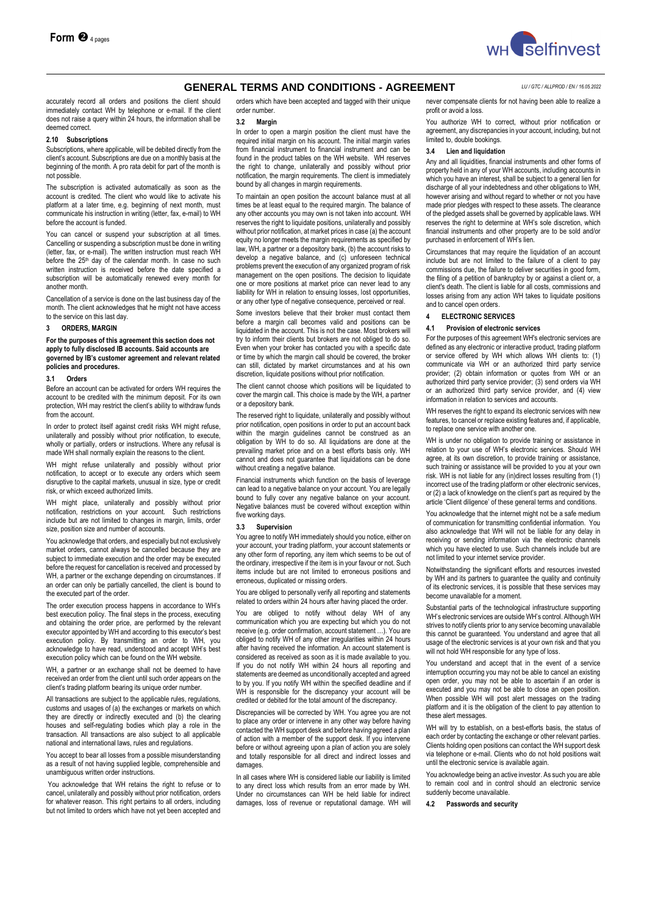accurately record all orders and positions the client should immediately contact WH by telephone or e-mail. If the client does not raise a query within 24 hours, the information shall be deemed correct.

#### 2.10 Subscriptions

Subscriptions, where applicable, will be debited directly from the client's account. Subscriptions are due on a monthly basis at the beginning of the month. A pro rata debit for part of the month is not possible.

The subscription is activated automatically as soon as the account is credited. The client who would like to activate his platform at a later time, e.g. beginning of next month, must communicate his instruction in writing (letter, fax, e-mail) to WH before the account is funded.

You can cancel or suspend your subscription at all times. Cancelling or suspending a subscription must be done in writing (letter, fax, or e-mail). The written instruction must reach WH before the 25th day of the calendar month. In case no such written instruction is received before the date specified a subscription will be automatically renewed every month for another month.

Cancellation of a service is done on the last business day of the month. The client acknowledges that he might not have access to the service on this last day.

### 3 ORDERS, MARGIN

**For the purposes of this agreement this section does not apply to fully disclosed IB accounts. Said accounts are governed by IB's customer agreement and relevant related policies and procedures.**

#### 3.1 Orders

Before an account can be activated for orders WH requires the account to be credited with the minimum deposit. For its own protection, WH may restrict the client's ability to withdraw funds from the account.

In order to protect itself against credit risks WH might refuse, unilaterally and possibly without prior notification, to execute, wholly or partially, orders or instructions. Where any refusal is made WH shall normally explain the reasons to the client.

WH might refuse unilaterally and possibly without prior notification, to accept or to execute any orders which seem disruptive to the capital markets, unusual in size, type or credit risk, or which exceed authorized limits.

WH might place, unilaterally and possibly without prior notification, restrictions on your account. Such restrictions include but are not limited to changes in margin, limits, order size, position size and number of accounts.

You acknowledge that orders, and especially but not exclusively market orders, cannot always be cancelled because they are subject to immediate execution and the order may be executed before the request for cancellation is received and processed by WH, a partner or the exchange depending on circumstances. If an order can only be partially cancelled, the client is bound to the executed part of the order.

The order execution process happens in accordance to WH's best execution policy. The final steps in the process, executing and obtaining the order price, are performed by the relevant executor appointed by WH and according to this executor's best execution policy. By transmitting an order to WH, you acknowledge to have read, understood and accept WH's best execution policy which can be found on the WH website.

WH, a partner or an exchange shall not be deemed to have received an order from the client until such order appears on the client's trading platform bearing its unique order number.

All transactions are subject to the applicable rules, regulations, customs and usages of (a) the exchanges or markets on which they are directly or indirectly executed and (b) the clearing houses and self-regulating bodies which play a role in the transaction. All transactions are also subject to all applicable national and international laws, rules and regulations.

You accept to bear all losses from a possible misunderstanding as a result of not having supplied legible, comprehensible and unambiguous written order instructions.

You acknowledge that WH retains the right to refuse or to cancel, unilaterally and possibly without prior notification, orders for whatever reason. This right pertains to all orders, including but not limited to orders which have not yet been accepted and orders which have been accepted and tagged with their unique order number.

#### 3.2 Margin

In order to open a margin position the client must have the required initial margin on his account. The initial margin varies from financial instrument to financial instrument and can be found in the product tables on the WH website. WH reserves the right to change, unilaterally and possibly without prior notification, the margin requirements. The client is immediately bound by all changes in margin requirements.

To maintain an open position the account balance must at all times be at least equal to the required margin. The balance of any other accounts you may own is not taken into account. WH reserves the right to liquidate positions, unilaterally and possibly without prior notification, at market prices in case (a) the account equity no longer meets the margin requirements as specified by law, WH, a partner or a depository bank, (b) the account risks to develop a negative balance, and (c) unforeseen technical problems prevent the execution of any organized program of risk management on the open positions. The decision to liquidate one or more positions at market price can never lead to any liability for WH in relation to ensuing losses, lost opportunities, or any other type of negative consequence, perceived or real.

Some investors believe that their broker must contact them before a margin call becomes valid and positions can be liquidated in the account. This is not the case. Most brokers will try to inform their clients but brokers are not obliged to do so. Even when your broker has contacted you with a specific date or time by which the margin call should be covered, the broker can still, dictated by market circumstances and at his own discretion, liquidate positions without prior notification.

The client cannot choose which positions will be liquidated to cover the margin call. This choice is made by the WH, a partner or a depository bank.

The reserved right to liquidate, unilaterally and possibly without prior notification, open positions in order to put an account back within the margin guidelines cannot be construed as an obligation by WH to do so. All liquidations are done at the prevailing market price and on a best efforts basis only. WH cannot and does not guarantee that liquidations can be done without creating a negative balance.

Financial instruments which function on the basis of leverage can lead to a negative balance on your account. You are legally bound to fully cover any negative balance on your account. Negative balances must be covered without exception within five working days.

#### 3.3 Supervision

You agree to notify WH immediately should you notice, either on your account, your trading platform, your account statements or any other form of reporting, any item which seems to be out of the ordinary, irrespective if the item is in your favour or not. Such items include but are not limited to erroneous positions and erroneous, duplicated or missing orders.

You are obliged to personally verify all reporting and statements related to orders within 24 hours after having placed the order.

You are obliged to notify without delay WH of any communication which you are expecting but which you do not receive (e.g. order confirmation, account statement …). You are obliged to notify WH of any other irregularities within 24 hours after having received the information. An account statement is considered as received as soon as it is made available to you. If you do not notify WH within 24 hours all reporting and statements are deemed as unconditionally accepted and agreed to by you. If you notify WH within the specified deadline and if WH is responsible for the discrepancy your account will be credited or debited for the total amount of the discrepancy.

Discrepancies will be corrected by WH. You agree you are not to place any order or intervene in any other way before having contacted the WH support desk and before having agreed a plan of action with a member of the support desk. If you intervene before or without agreeing upon a plan of action you are solely and totally responsible for all direct and indirect losses and damages.

In all cases where WH is considered liable our liability is limited to any direct loss which results from an error made by WH. Under no circumstances can WH be held liable for indirect damages, loss of revenue or reputational damage. WH will never compensate clients for not having been able to realize a profit or avoid a loss.

You authorize WH to correct, without prior notification or agreement, any discrepancies in your account, including, but not limited to, double bookings.

#### 3.4 Lien and liquidation

Any and all liquidities, financial instruments and other forms of property held in any of your WH accounts, including accounts in which you have an interest, shall be subject to a general lien for discharge of all your indebtedness and other obligations to WH, however arising and without regard to whether or not you have made prior pledges with respect to these assets. The clearance of the pledged assets shall be governed by applicable laws. WH reserves the right to determine at WH's sole discretion, which financial instruments and other property are to be sold and/or purchased in enforcement of WH's lien.

Circumstances that may require the liquidation of an account include but are not limited to the failure of a client to pay commissions due, the failure to deliver securities in good form, the filing of a petition of bankruptcy by or against a client or, a client's death. The client is liable for all costs, commissions and losses arising from any action WH takes to liquidate positions and to cancel open orders.

### 4 ELECTRONIC SERVICES

#### 4.1 Provision of electronic services

For the purposes of this agreement WH's electronic services are defined as any electronic or interactive product, trading platform or service offered by WH which allows WH clients to: (1) communicate via WH or an authorized third party service provider; (2) obtain information or quotes from WH or an authorized third party service provider; (3) send orders via WH or an authorized third party service provider, and (4) view information in relation to services and accounts.

WH reserves the right to expand its electronic services with new features, to cancel or replace existing features and, if applicable, to replace one service with another one.

WH is under no obligation to provide training or assistance in relation to your use of WH's electronic services. Should WH agree, at its own discretion, to provide training or assistance, such training or assistance will be provided to you at your own risk. WH is not liable for any (in)direct losses resulting from (1) incorrect use of the trading platform or other electronic services, or (2) a lack of knowledge on the client's part as required by the article 'Client diligence' of these general terms and conditions.

You acknowledge that the internet might not be a safe medium of communication for transmitting confidential information. You also acknowledge that WH will not be liable for any delay in receiving or sending information via the electronic channels which you have elected to use. Such channels include but are not limited to your internet service provider.

Notwithstanding the significant efforts and resources invested by WH and its partners to guarantee the quality and continuity of its electronic services, it is possible that these services may become unavailable for a moment.

Substantial parts of the technological infrastructure supporting WH's electronic services are outside WH's control. Although WH strives to notify clients prior to any service becoming unavailable this cannot be guaranteed. You understand and agree that all usage of the electronic services is at your own risk and that you will not hold WH responsible for any type of loss.

You understand and accept that in the event of a service interruption occurring you may not be able to cancel an existing open order, you may not be able to ascertain if an order is executed and you may not be able to close an open position. When possible WH will post alert messages on the trading platform and it is the obligation of the client to pay attention to these alert messages.

WH will try to establish, on a best-efforts basis, the status of each order by contacting the exchange or other relevant parties. Clients holding open positions can contact the WH support desk via telephone or e-mail. Clients who do not hold positions wait until the electronic service is available again.

You acknowledge being an active investor. As such you are able to remain cool and in control should an electronic service suddenly become unavailable.

#### 4.2 Passwords and security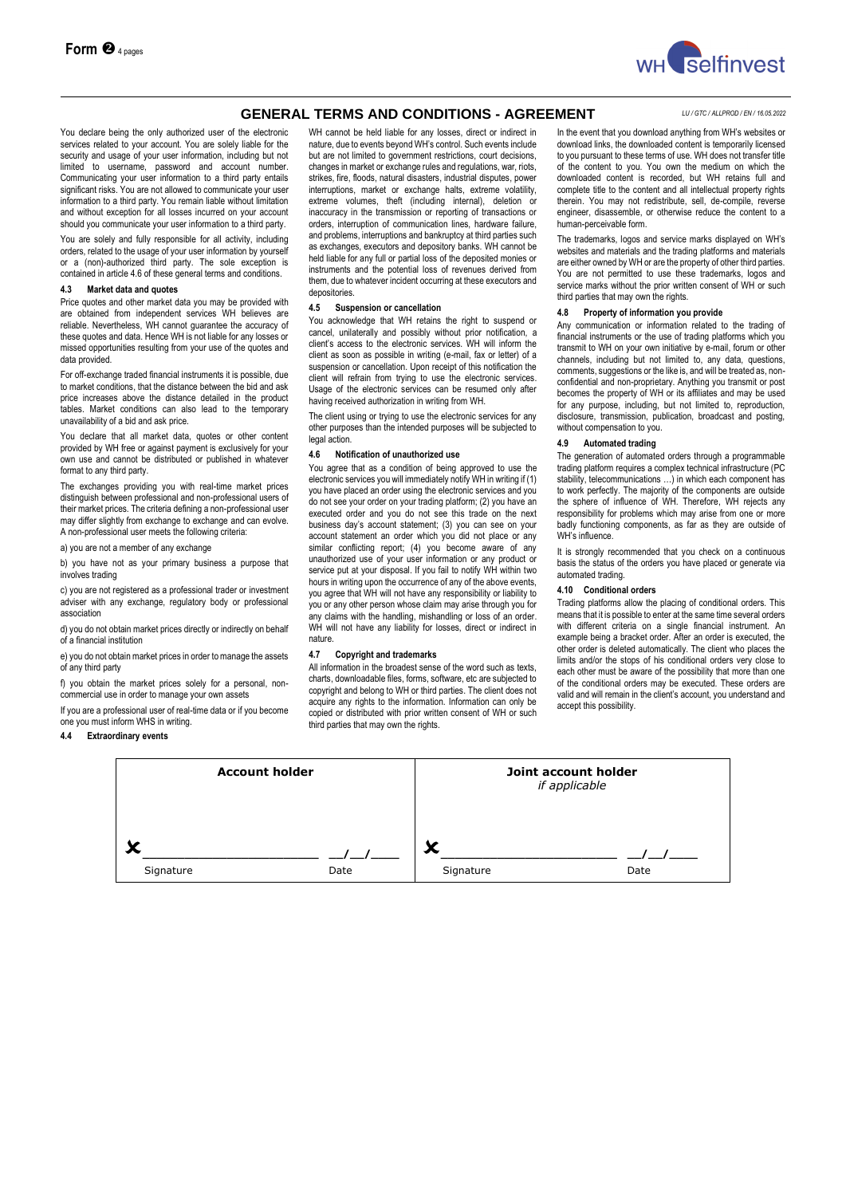Form ❷ 4 pages

# GENERAL TERMS AND CONDITIONS - AGREEMENT

*LU / GTC / ALLPROD / EN / 16.05.2022*

You declare being the only authorized user of the electronic services related to your account. You are solely liable for the security and usage of your user information, including but not limited to username, password and account number. Communicating your user information to a third party entails significant risks. You are not allowed to communicate your user information to a third party. You remain liable without limitation and without exception for all losses incurred on your account should you communicate your user information to a third party.

You are solely and fully responsible for all activity, including orders, related to the usage of your user information by yourself or a (non)-authorized third party. The sole exception is contained in article 4.6 of these general terms and conditions.

### 4.3 Market data and quotes

Price quotes and other market data you may be provided with are obtained from independent services WH believes are reliable. Nevertheless, WH cannot guarantee the accuracy of these quotes and data. Hence WH is not liable for any losses or missed opportunities resulting from your use of the quotes and data provided.

For off-exchange traded financial instruments it is possible, due to market conditions, that the distance between the bid and ask price increases above the distance detailed in the product tables. Market conditions can also lead to the temporary unavailability of a bid and ask price.

You declare that all market data, quotes or other content provided by WH free or against payment is exclusively for your own use and cannot be distributed or published in whatever format to any third party.

The exchanges providing you with real-time market prices distinguish between professional and non-professional users of their market prices. The criteria defining a non-professional user may differ slightly from exchange to exchange and can evolve. A non-professional user meets the following criteria:

a) you are not a member of any exchange

b) you have not as your primary business a purpose that involves trading

c) you are not registered as a professional trader or investment adviser with any exchange, regulatory body or professional association

d) you do not obtain market prices directly or indirectly on behalf of a financial institution

e) you do not obtain market prices in order to manage the assets of any third party

f) you obtain the market prices solely for a personal, non-commercial use in order to manage your own assets

If you are a professional user of real-time data or if you become one you must inform WHS in writing.

### 4.4 Extraordinary events

WH cannot be held liable for any losses, direct or indirect in nature, due to events beyond WH's control. Such events include but are not limited to government restrictions, court decisions, changes in market or exchange rules and regulations, war, riots, strikes, fire, floods, natural disasters, industrial disputes, power interruptions, market or exchange halts, extreme volatility, extreme volumes, theft (including internal), deletion or inaccuracy in the transmission or reporting of transactions or orders, interruption of communication lines, hardware failure, and problems, interruptions and bankruptcy at third parties such as exchanges, executors and depository banks. WH cannot be held liable for any full or partial loss of the deposited monies or instruments and the potential loss of revenues derived from them, due to whatever incident occurring at these executors and depositories.

### 4.5 Suspension or cancellation

You acknowledge that WH retains the right to suspend or cancel, unilaterally and possibly without prior notification, a client's access to the electronic services. WH will inform the client as soon as possible in writing (e-mail, fax or letter) of a suspension or cancellation. Upon receipt of this notification the client will refrain from trying to use the electronic services. Usage of the electronic services can be resumed only after having received authorization in writing from WH.

The client using or trying to use the electronic services for any other purposes than the intended purposes will be subjected to legal action.

### 4.6 Notification of unauthorized use

You agree that as a condition of being approved to use the electronic services you will immediately notify WH in writing if (1) you have placed an order using the electronic services and you do not see your order on your trading platform; (2) you have an executed order and you do not see this trade on the next business day's account statement; (3) you can see on your account statement an order which you did not place or any similar conflicting report; (4) you become aware of any unauthorized use of your user information or any product or service put at your disposal. If you fail to notify WH within two hours in writing upon the occurrence of any of the above events, you agree that WH will not have any responsibility or liability to you or any other person whose claim may arise through you for any claims with the handling, mishandling or loss of an order. WH will not have any liability for losses, direct or indirect in nature.

### 4.7 Copyright and trademarks

All information in the broadest sense of the word such as texts, charts, downloadable files, forms, software, etc are subjected to copyright and belong to WH or third parties. The client does not acquire any rights to the information. Information can only be copied or distributed with prior written consent of WH or such third parties that may own the rights.

In the event that you download anything from WH's websites or download links, the downloaded content is temporarily licensed to you pursuant to these terms of use. WH does not transfer title of the content to you. You own the medium on which the downloaded content is recorded, but WH retains full and complete title to the content and all intellectual property rights therein. You may not redistribute, sell, de-compile, reverse engineer, disassemble, or otherwise reduce the content to a human-perceivable form.

The trademarks, logos and service marks displayed on WH's websites and materials and the trading platforms and materials are either owned by WH or are the property of other third parties. You are not permitted to use these trademarks, logos and service marks without the prior written consent of WH or such third parties that may own the rights.

### 4.8 Property of information you provide

Any communication or information related to the trading of financial instruments or the use of trading platforms which you transmit to WH on your own initiative by e-mail, forum or other channels, including but not limited to, any data, questions, comments, suggestions or the like is, and will be treated as, non-confidential and non-proprietary. Anything you transmit or post becomes the property of WH or its affiliates and may be used for any purpose, including, but not limited to, reproduction, disclosure, transmission, publication, broadcast and posting, without compensation to you.

### 4.9 Automated trading

The generation of automated orders through a programmable trading platform requires a complex technical infrastructure (PC stability, telecommunications …) in which each component has to work perfectly. The majority of the components are outside the sphere of influence of WH. Therefore, WH rejects any responsibility for problems which may arise from one or more badly functioning components, as far as they are outside of WH's influence.

It is strongly recommended that you check on a continuous basis the status of the orders you have placed or generate via automated trading.

### 4.10 Conditional orders

Trading platforms allow the placing of conditional orders. This means that it is possible to enter at the same time several orders with different criteria on a single financial instrument. An example being a bracket order. After an order is executed, the other order is deleted automatically. The client who places the limits and/or the stops of his conditional orders very close to each other must be aware of the possibility that more than one of the conditional orders may be executed. These orders are valid and will remain in the client's account, you understand and accept this possibility.

| **Account holder** | | **Joint account holder** *if applicable* | |
|---|---|---|---|
| ✘ ____________________ | __/__/____ | ✘ ____________________ | __/__/____ |
| Signature | Date | Signature | Date |